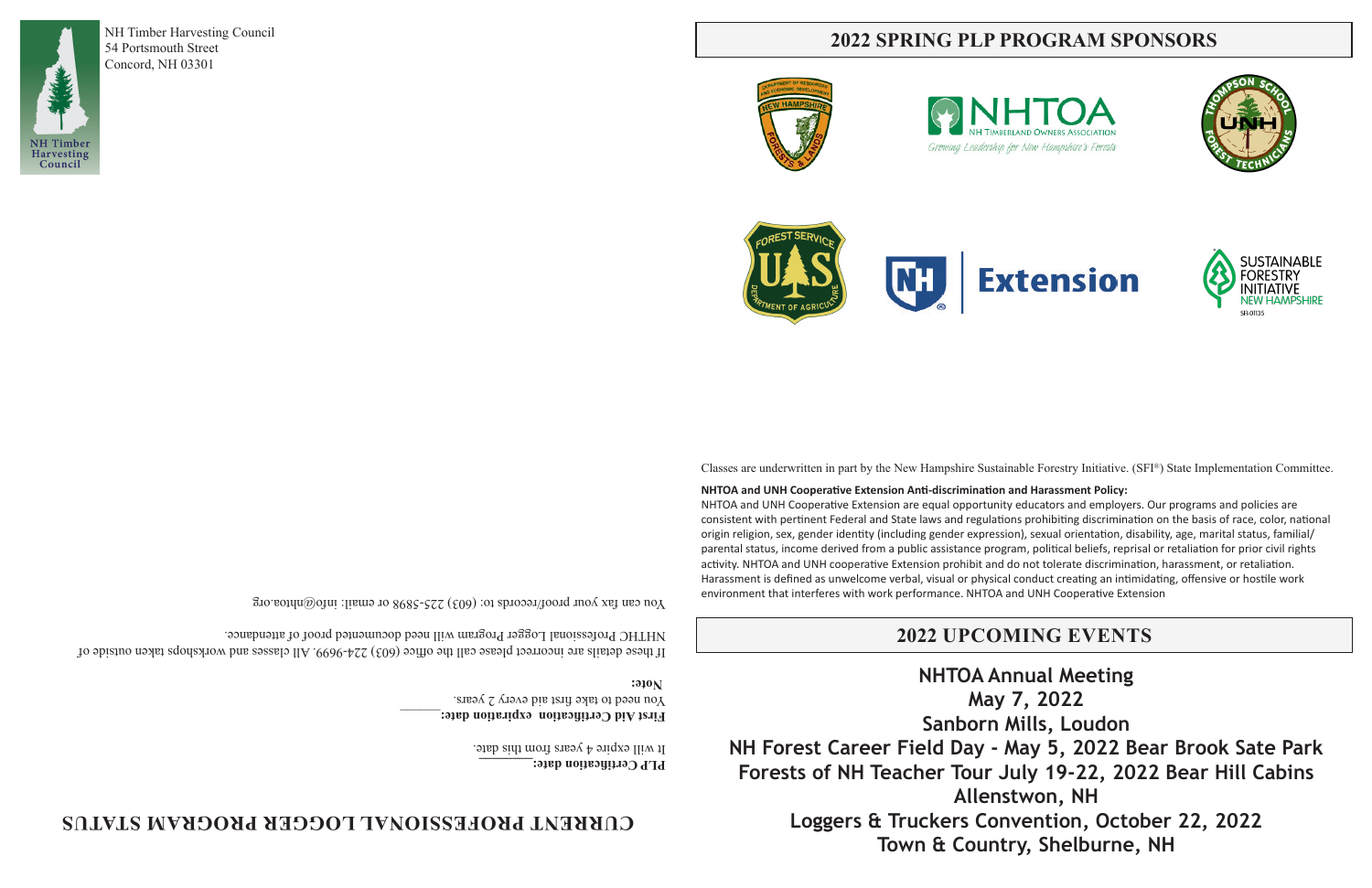NH Timber Harvesting Council
54 Portsmouth Street
Concord, NH 03301

# CURRENT PROFESSIONAL LOGGER PROGRAM STATUS

**PLP Certification date:** \_\_\_\_\_\_\_\_

It will expire 4 years from this date.

**First Aid Certification expiration date:** \_\_\_\_\_\_\_\_

You need to take first aid every 2 years.

**Note:**

If these details are incorrect please call the office (603) 224-9699. All classes and workshops taken outside of NHTHC Professional Logger Program will need documented proof of attendance.

You can fax your proof/records to: (603) 225-5898 or email: info@nhtoa.org

## 2022 SPRING PLP PROGRAM SPONSORS

Classes are underwritten in part by the New Hampshire Sustainable Forestry Initiative. (SFI®) State Implementation Committee.

**NHTOA and UNH Cooperative Extension Anti-discrimination and Harassment Policy:**

NHTOA and UNH Cooperative Extension are equal opportunity educators and employers. Our programs and policies are consistent with pertinent Federal and State laws and regulations prohibiting discrimination on the basis of race, color, national origin religion, sex, gender identity (including gender expression), sexual orientation, disability, age, marital status, familial/parental status, income derived from a public assistance program, political beliefs, reprisal or retaliation for prior civil rights activity. NHTOA and UNH cooperative Extension prohibit and do not tolerate discrimination, harassment, or retaliation. Harassment is defined as unwelcome verbal, visual or physical conduct creating an intimidating, offensive or hostile work environment that interferes with work performance. NHTOA and UNH Cooperative Extension

## 2022 UPCOMING EVENTS

**NHTOA Annual Meeting**
**May 7, 2022**
**Sanborn Mills, Loudon**

**NH Forest Career Field Day - May 5, 2022 Bear Brook Sate Park**

**Forests of NH Teacher Tour July 19-22, 2022 Bear Hill Cabins**
**Allenstwon, NH**

**Loggers & Truckers Convention, October 22, 2022**
**Town & Country, Shelburne, NH**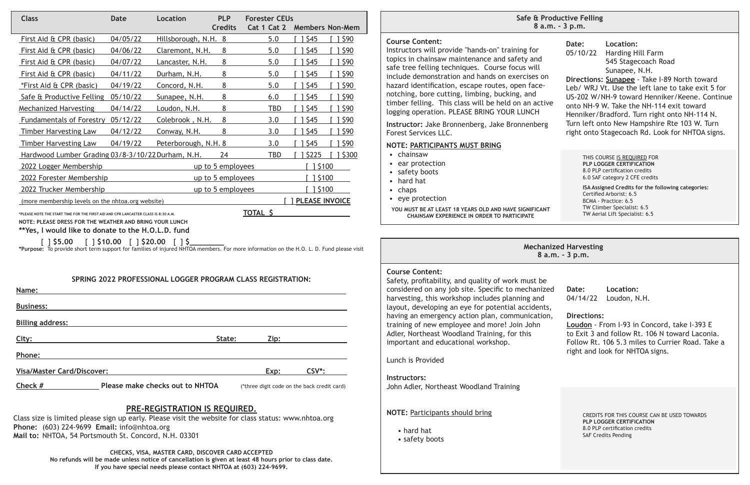| Class | Date | Location | PLP Credits | Forester CEUs Cat 1 Cat 2 | Members | Non-Mem |
|---|---|---|---|---|---|---|
| First Aid & CPR (basic) | 04/05/22 | Hillsborough, N.H. | 8 | 5.0 | [ ] $45 | [ ] $90 |
| First Aid & CPR (basic) | 04/06/22 | Claremont, N.H. | 8 | 5.0 | [ ] $45 | [ ] $90 |
| First Aid & CPR (basic) | 04/07/22 | Lancaster, N.H. | 8 | 5.0 | [ ] $45 | [ ] $90 |
| First Aid & CPR (basic) | 04/11/22 | Durham, N.H. | 8 | 5.0 | [ ] $45 | [ ] $90 |
| *First Aid & CPR (basic) | 04/19/22 | Concord, N.H. | 8 | 5.0 | [ ] $45 | [ ] $90 |
| Safe & Productive Felling | 05/10/22 | Sunapee, N.H. | 8 | 6.0 | [ ] $45 | [ ] $90 |
| Mechanized Harvesting | 04/14/22 | Loudon, N.H. | 8 | TBD | [ ] $45 | [ ] $90 |
| Fundamentals of Forestry | 05/12/22 | Colebrook , N.H. | 8 | 3.0 | [ ] $45 | [ ] $90 |
| Timber Harvesting Law | 04/12/22 | Conway, N.H. | 8 | 3.0 | [ ] $45 | [ ] $90 |
| Timber Harvesting Law | 04/19/22 | Peterborough, N.H. | 8 | 3.0 | [ ] $45 | [ ] $90 |
| Hardwood Lumber Grading | 03/8-3/10/22 | Durham, N.H. | 24 | TBD | [ ] $225 | [ ] $300 |
| 2022 Logger Membership | | up to 5 employees | | | [ ] $100 | |
| 2022 Forester Membership | | up to 5 employees | | | [ ] $100 | |
| 2022 Trucker Membership | | up to 5 employees | | | [ ] $100 | |
| (more membership levels on the nhtoa.org website) | | | | | [ ] PLEASE INVOICE | |

*PLEASE NOTE THE START TIME FOR THE FIRST AID AND CPR LANCASTER CLASS IS 8:30 A.M.

**TOTAL $**

**NOTE: PLEASE DRESS FOR THE WEATHER AND BRING YOUR LUNCH**

****Yes, I would like to donate to the H.O.L.D. fund**

[ ] $5.00 [ ] $10.00 [ ] $20.00 [ ] $________

***Purpose:** To provide short term support for families of injured NHTOA members. For more information on the H.O. L. D. Fund please visit

## SPRING 2022 PROFESSIONAL LOGGER PROGRAM CLASS REGISTRATION:

**Name:**

**Business:**

**Billing address:**

**City:** **State:** **Zip:**

**Phone:**

**Visa/Master Card/Discover:** **Exp:** **CSV*:**

**Check #** **Please make checks out to NHTOA** (*three digit code on the back credit card)

## PRE-REGISTRATION IS REQUIRED.

Class size is limited please sign up early. Please visit the website for class status: www.nhtoa.org
**Phone:** (603) 224-9699 **Email:** info@nhtoa.org
**Mail to:** NHTOA, 54 Portsmouth St. Concord, N.H. 03301

**CHECKS, VISA, MASTER CARD, DISCOVER CARD ACCEPTED**
**No refunds will be made unless notice of cancellation is given at least 48 hours prior to class date.**
**If you have special needs please contact NHTOA at (603) 224-9699.**

## Safe & Productive Felling
**8 a.m. - 3 p.m.**

**Course Content:**
Instructors will provide "hands-on" training for topics in chainsaw maintenance and safety and safe tree felling techniques. Course focus will include demonstration and hands on exercises on hazard identification, escape routes, open face-notching, bore cutting, limbing, bucking, and timber felling. This class will be held on an active logging operation. PLEASE BRING YOUR LUNCH

**Instructor:** Jake Bronnenberg, Jake Bronnenberg Forest Services LLC.

**NOTE: PARTICIPANTS MUST BRING**
- chainsaw
- ear protection
- safety boots
- hard hat
- chaps
- eye protection

**YOU MUST BE AT LEAST 18 YEARS OLD AND HAVE SIGNIFICANT CHAINSAW EXPERIENCE IN ORDER TO PARTICIPATE**

**Date:** 05/10/22
**Location:** Harding Hill Farm, 545 Stagecoach Road, Sunapee, N.H.

**Directions: Sunapee** - Take I-89 North toward Leb/ WRJ Vt. Use the left lane to take exit 5 for US-202 W/NH-9 toward Henniker/Keene. Continue onto NH-9 W. Take the NH-114 exit toward Henniker/Bradford. Turn right onto NH-114 N. Turn left onto New Hampshire Rte 103 W. Turn right onto Stagecoach Rd. Look for NHTOA signs.

THIS COURSE IS REQUIRED FOR
**PLP LOGGER CERTIFICATION**
8.0 PLP certification credits
6.0 SAF category 2 CFE credits

**ISA Assigned Credits for the following categories:**
Certified Arborist: 6.5
BCMA - Practice: 6.5
TW Climber Specialist: 6.5
TW Aerial Lift Specialist: 6.5

## Mechanized Harvesting
**8 a.m. - 3 p.m.**

**Course Content:**
Safety, profitability, and quality of work must be considered on any job site. Specific to mechanized harvesting, this workshop includes planning and layout, developing an eye for potential accidents, having an emergency action plan, communication, training of new employee and more! Join John Adler, Northeast Woodland Training, for this important and educational workshop.

Lunch is Provided

**Instructors:**
John Adler, Northeast Woodland Training

**NOTE:** Participants should bring
- hard hat
- safety boots

**Date:** 04/14/22
**Location:** Loudon, N.H.

**Directions:**
**Loudon** - From I-93 in Concord, take I-393 E to Exit 3 and follow Rt. 106 N toward Laconia. Follow Rt. 106 5.3 miles to Currier Road. Take a right and look for NHTOA signs.

CREDITS FOR THIS COURSE CAN BE USED TOWARDS
**PLP LOGGER CERTIFICATION**
8.0 PLP certification credits
SAF Credits Pending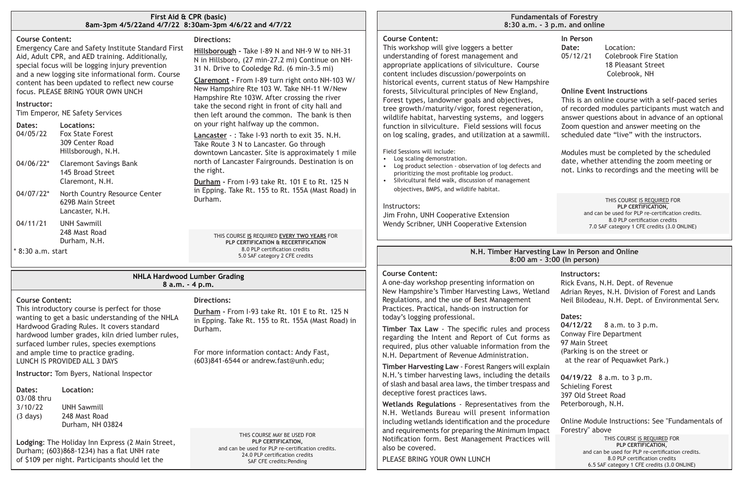## First Aid & CPR (basic)
**8am-3pm 4/5/22and 4/7/22 8:30am-3pm 4/6/22 and 4/7/22**

**Course Content:**
Emergency Care and Safety Institute Standard First Aid, Adult CPR, and AED training. Additionally, special focus will be logging injury prevention and a new logging site informational form. Course content has been updated to reflect new course focus. PLEASE BRING YOUR OWN UNCH

**Instructor:**
Tim Emperor, NE Safety Services

| Dates: | Locations: |
| --- | --- |
| 04/05/22 | Fox State Forest<br>309 Center Road<br>Hillsborough, N.H. |
| 04/06/22* | Claremont Savings Bank<br>145 Broad Street<br>Claremont, N.H. |
| 04/07/22* | North Country Resource Center<br>629B Main Street<br>Lancaster, N.H. |
| 04/11/21 | UNH Sawmill<br>248 Mast Road<br>Durham, N.H. |

* 8:30 a.m. start

**Directions:**

**Hillsborough -** Take I-89 N and NH-9 W to NH-31 N in Hillsboro, (27 min-27.2 mi) Continue on NH-31 N. Drive to Cooledge Rd. (6 min-3.5 mi)

**Claremont -** From I-89 turn right onto NH-103 W/ New Hampshire Rte 103 W. Take NH-11 W/New Hampshire Rte 103W. After crossing the river take the second right in front of city hall and then left around the common. The bank is then on your right halfway up the common.

**Lancaster** - : Take I-93 north to exit 35. N.H. Take Route 3 N to Lancaster. Go through downtown Lancaster. Site is approximately 1 mile north of Lancaster Fairgrounds. Destination is on the right.

**Durham -** From I-93 take Rt. 101 E to Rt. 125 N in Epping. Take Rt. 155 to Rt. 155A (Mast Road) in Durham.

THIS COURSE **IS** REQUIRED **EVERY TWO YEARS** FOR
**PLP CERTIFICATION & RECERTIFICATION**
8.0 PLP certification credits
5.0 SAF category 2 CFE credits

## NHLA Hardwood Lumber Grading
**8 a.m. - 4 p.m.**

**Course Content:**
This introductory course is perfect for those wanting to get a basic understanding of the NHLA Hardwood Grading Rules. It covers standard hardwood lumber grades, kiln dried lumber rules, surfaced lumber rules, species exemptions and ample time to practice grading.
LUNCH IS PROVIDED ALL 3 DAYS

**Instructor:** Tom Byers, National Inspector

| Dates: | Location: |
| --- | --- |
| 03/08 thru 3/10/22 (3 days) | UNH Sawmill<br>248 Mast Road<br>Durham, NH 03824 |

**Lodging**: The Holiday Inn Express (2 Main Street, Durham; (603)868-1234) has a flat UNH rate of $109 per night. Participants should let the

**Directions:**

**Durham -** From I-93 take Rt. 101 E to Rt. 125 N in Epping. Take Rt. 155 to Rt. 155A (Mast Road) in Durham.

For more information contact: Andy Fast, (603)841-6544 or andrew.fast@unh.edu;

THIS COURSE MAY BE USED FOR
**PLP CERTIFICATION,**
and can be used for PLP re-certification credits.
24.0 PLP certification credits
SAF CFE credits:Pending

## Fundamentals of Forestry
**8:30 a.m. - 3 p.m. and online**

**Course Content:**
This workshop will give loggers a better understanding of forest management and appropriate applications of silviculture. Course content includes discussion/powerpoints on historical events, current status of New Hampshire forests, Silvicultural principles of New England, Forest types, landowner goals and objectives, tree growth/maturity/vigor, forest regeneration, wildlife habitat, harvesting systems, and loggers function in silviculture. Field sessions will focus on log scaling, grades, and utilization at a sawmill.

Field Sessions will include:
- Log scaling demonstration.
- Log product selection - observation of log defects and prioritizing the most profitable log product.
- Silvicultural field walk, discussion of management objectives, BMPS, and wildlife habitat.

Instructors:
Jim Frohn, UNH Cooperative Extension
Wendy Scribner, UNH Cooperative Extension

**In Person**

| Date: | Location: |
| --- | --- |
| 05/12/21 | Colebrook Fire Station<br>18 Pleasant Street<br>Colebrook, NH |

**Online Event Instructions**
This is an online course with a self-paced series of recorded modules participants must watch and answer questions about in advance of an optional Zoom question and answer meeting on the scheduled date "live" with the instructors.

Modules must be completed by the scheduled date, whether attending the zoom meeting or not. Links to recordings and the meeting will be

THIS COURSE IS REQUIRED FOR
**PLP CERTIFICATION,**
and can be used for PLP re-certification credits.
8.0 PLP certification credits
7.0 SAF category 1 CFE credits (3.0 ONLINE)

## N.H. Timber Harvesting Law In Person and Online
**8:00 am - 3:00 (In person)**

**Course Content:**
A one-day workshop presenting information on New Hampshire's Timber Harvesting Laws, Wetland Regulations, and the use of Best Management Practices. Practical, hands-on instruction for today's logging professional.

**Timber Tax Law** - The specific rules and process regarding the Intent and Report of Cut forms as required, plus other valuable information from the N.H. Department of Revenue Administration.

**Timber Harvesting Law** - Forest Rangers will explain N.H.'s timber harvesting laws, including the details of slash and basal area laws, the timber trespass and deceptive forest practices laws.

**Wetlands Regulations** - Representatives from the N.H. Wetlands Bureau will present information including wetlands identification and the procedure and requirements for preparing the Minimum Impact Notification form. Best Management Practices will also be covered.

PLEASE BRING YOUR OWN LUNCH

**Instructors:**
Rick Evans, N.H. Dept. of Revenue
Adrian Reyes, N.H. Division of Forest and Lands
Neil Bilodeau, N.H. Dept. of Environmental Serv.

**Dates:**
**04/12/22** 8 a.m. to 3 p.m.
Conway Fire Department
97 Main Street
(Parking is on the street or at the rear of Pequawket Park.)

**04/19/22** 8 a.m. to 3 p.m.
Schieling Forest
397 Old Street Road
Peterborough, N.H.

Online Module Instructions: See "Fundamentals of Forestry" above

THIS COURSE IS REQUIRED FOR
**PLP CERTIFICATION,**
and can be used for PLP re-certification credits.
8.0 PLP certification credits
6.5 SAF category 1 CFE credits (3.0 ONLINE)